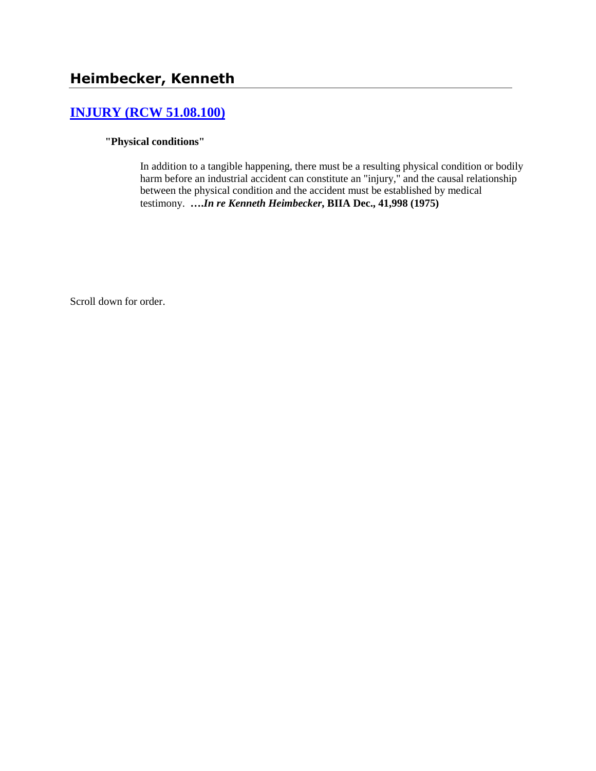# Heimbecker, Kenneth

## [INJURY (RCW 51.08.100)]

**"Physical conditions"**

In addition to a tangible happening, there must be a resulting physical condition or bodily harm before an industrial accident can constitute an "injury," and the causal relationship between the physical condition and the accident must be established by medical testimony. **….*In re Kenneth Heimbecker*, BIIA Dec., 41,998 (1975)**

Scroll down for order.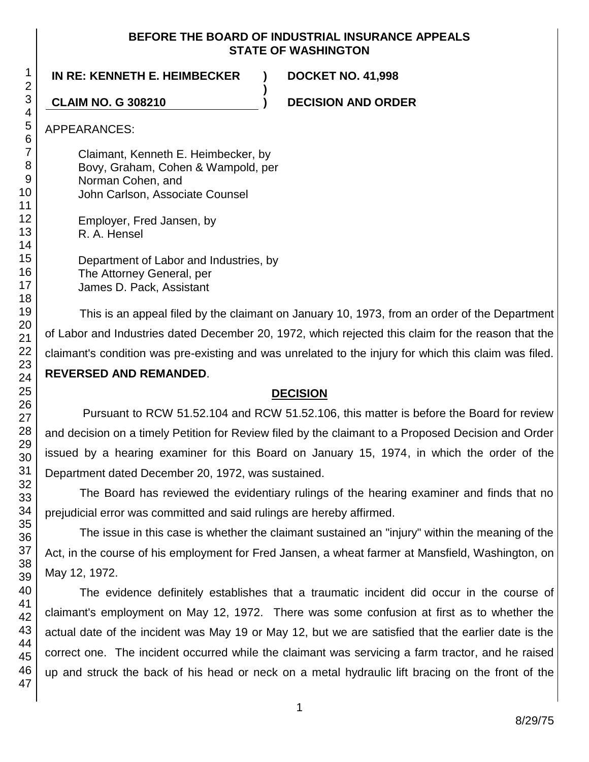**BEFORE THE BOARD OF INDUSTRIAL INSURANCE APPEALS**
**STATE OF WASHINGTON**

**IN RE: KENNETH E. HEIMBECKER** ) **DOCKET NO. 41,998**
)
**CLAIM NO. G 308210** ) **DECISION AND ORDER**

APPEARANCES:

Claimant, Kenneth E. Heimbecker, by
Bovy, Graham, Cohen & Wampold, per
Norman Cohen, and
John Carlson, Associate Counsel

Employer, Fred Jansen, by
R. A. Hensel

Department of Labor and Industries, by
The Attorney General, per
James D. Pack, Assistant

This is an appeal filed by the claimant on January 10, 1973, from an order of the Department of Labor and Industries dated December 20, 1972, which rejected this claim for the reason that the claimant's condition was pre-existing and was unrelated to the injury for which this claim was filed. **REVERSED AND REMANDED**.

## DECISION

Pursuant to RCW 51.52.104 and RCW 51.52.106, this matter is before the Board for review and decision on a timely Petition for Review filed by the claimant to a Proposed Decision and Order issued by a hearing examiner for this Board on January 15, 1974, in which the order of the Department dated December 20, 1972, was sustained.

The Board has reviewed the evidentiary rulings of the hearing examiner and finds that no prejudicial error was committed and said rulings are hereby affirmed.

The issue in this case is whether the claimant sustained an "injury" within the meaning of the Act, in the course of his employment for Fred Jansen, a wheat farmer at Mansfield, Washington, on May 12, 1972.

The evidence definitely establishes that a traumatic incident did occur in the course of claimant's employment on May 12, 1972. There was some confusion at first as to whether the actual date of the incident was May 19 or May 12, but we are satisfied that the earlier date is the correct one. The incident occurred while the claimant was servicing a farm tractor, and he raised up and struck the back of his head or neck on a metal hydraulic lift bracing on the front of the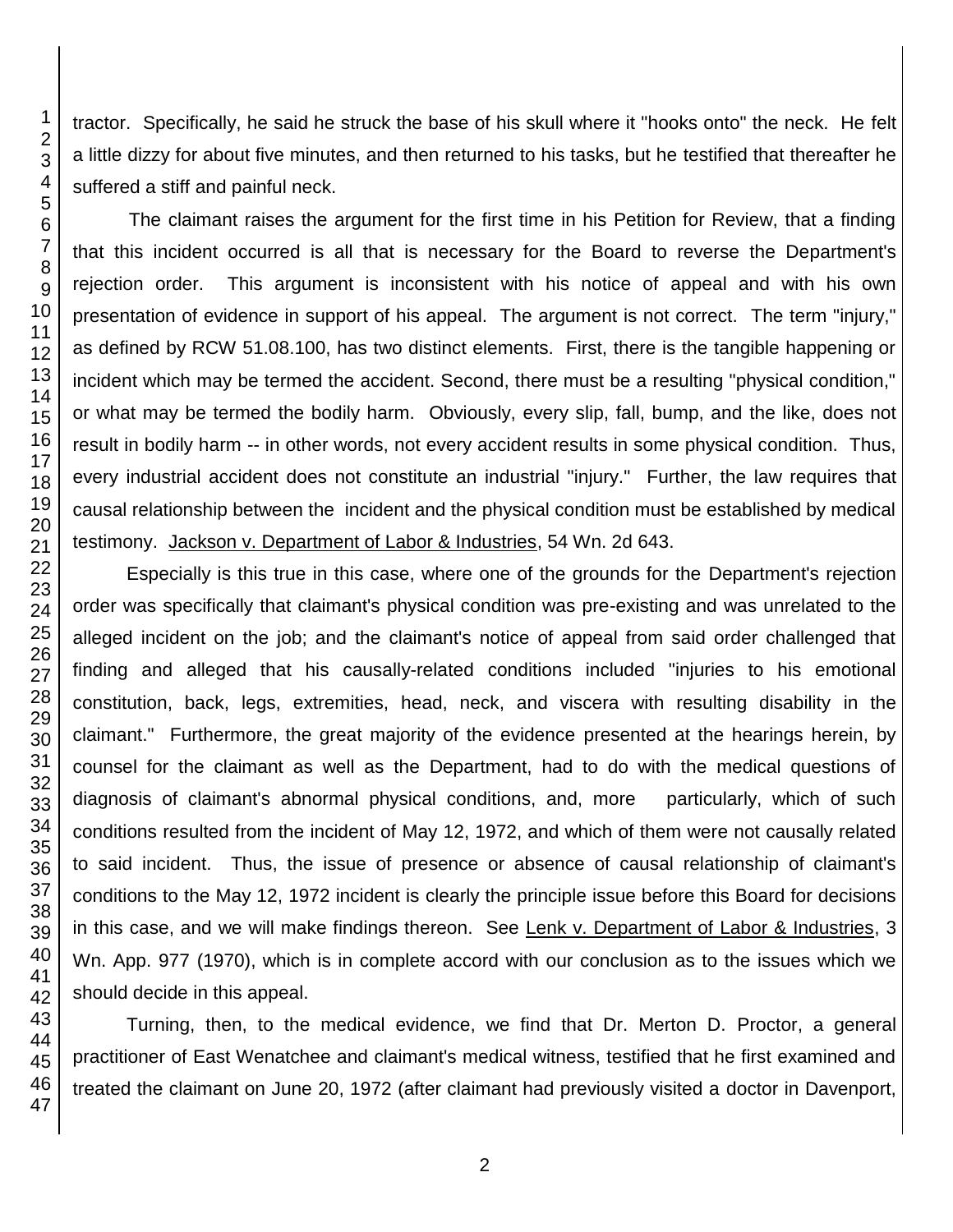tractor. Specifically, he said he struck the base of his skull where it "hooks onto" the neck. He felt a little dizzy for about five minutes, and then returned to his tasks, but he testified that thereafter he suffered a stiff and painful neck.

The claimant raises the argument for the first time in his Petition for Review, that a finding that this incident occurred is all that is necessary for the Board to reverse the Department's rejection order. This argument is inconsistent with his notice of appeal and with his own presentation of evidence in support of his appeal. The argument is not correct. The term "injury," as defined by RCW 51.08.100, has two distinct elements. First, there is the tangible happening or incident which may be termed the accident. Second, there must be a resulting "physical condition," or what may be termed the bodily harm. Obviously, every slip, fall, bump, and the like, does not result in bodily harm -- in other words, not every accident results in some physical condition. Thus, every industrial accident does not constitute an industrial "injury." Further, the law requires that causal relationship between the incident and the physical condition must be established by medical testimony. Jackson v. Department of Labor & Industries, 54 Wn. 2d 643.

Especially is this true in this case, where one of the grounds for the Department's rejection order was specifically that claimant's physical condition was pre-existing and was unrelated to the alleged incident on the job; and the claimant's notice of appeal from said order challenged that finding and alleged that his causally-related conditions included "injuries to his emotional constitution, back, legs, extremities, head, neck, and viscera with resulting disability in the claimant." Furthermore, the great majority of the evidence presented at the hearings herein, by counsel for the claimant as well as the Department, had to do with the medical questions of diagnosis of claimant's abnormal physical conditions, and, more particularly, which of such conditions resulted from the incident of May 12, 1972, and which of them were not causally related to said incident. Thus, the issue of presence or absence of causal relationship of claimant's conditions to the May 12, 1972 incident is clearly the principle issue before this Board for decisions in this case, and we will make findings thereon. See Lenk v. Department of Labor & Industries, 3 Wn. App. 977 (1970), which is in complete accord with our conclusion as to the issues which we should decide in this appeal.

Turning, then, to the medical evidence, we find that Dr. Merton D. Proctor, a general practitioner of East Wenatchee and claimant's medical witness, testified that he first examined and treated the claimant on June 20, 1972 (after claimant had previously visited a doctor in Davenport,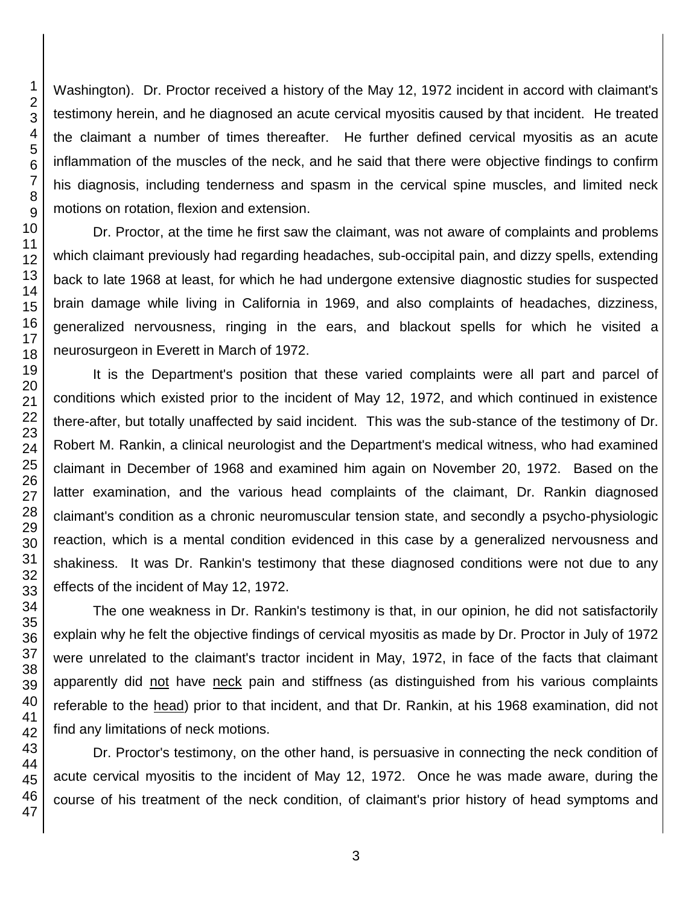Washington). Dr. Proctor received a history of the May 12, 1972 incident in accord with claimant's testimony herein, and he diagnosed an acute cervical myositis caused by that incident. He treated the claimant a number of times thereafter. He further defined cervical myositis as an acute inflammation of the muscles of the neck, and he said that there were objective findings to confirm his diagnosis, including tenderness and spasm in the cervical spine muscles, and limited neck motions on rotation, flexion and extension.

Dr. Proctor, at the time he first saw the claimant, was not aware of complaints and problems which claimant previously had regarding headaches, sub-occipital pain, and dizzy spells, extending back to late 1968 at least, for which he had undergone extensive diagnostic studies for suspected brain damage while living in California in 1969, and also complaints of headaches, dizziness, generalized nervousness, ringing in the ears, and blackout spells for which he visited a neurosurgeon in Everett in March of 1972.

It is the Department's position that these varied complaints were all part and parcel of conditions which existed prior to the incident of May 12, 1972, and which continued in existence there-after, but totally unaffected by said incident. This was the sub-stance of the testimony of Dr. Robert M. Rankin, a clinical neurologist and the Department's medical witness, who had examined claimant in December of 1968 and examined him again on November 20, 1972. Based on the latter examination, and the various head complaints of the claimant, Dr. Rankin diagnosed claimant's condition as a chronic neuromuscular tension state, and secondly a psycho-physiologic reaction, which is a mental condition evidenced in this case by a generalized nervousness and shakiness. It was Dr. Rankin's testimony that these diagnosed conditions were not due to any effects of the incident of May 12, 1972.

The one weakness in Dr. Rankin's testimony is that, in our opinion, he did not satisfactorily explain why he felt the objective findings of cervical myositis as made by Dr. Proctor in July of 1972 were unrelated to the claimant's tractor incident in May, 1972, in face of the facts that claimant apparently did not have neck pain and stiffness (as distinguished from his various complaints referable to the head) prior to that incident, and that Dr. Rankin, at his 1968 examination, did not find any limitations of neck motions.

Dr. Proctor's testimony, on the other hand, is persuasive in connecting the neck condition of acute cervical myositis to the incident of May 12, 1972. Once he was made aware, during the course of his treatment of the neck condition, of claimant's prior history of head symptoms and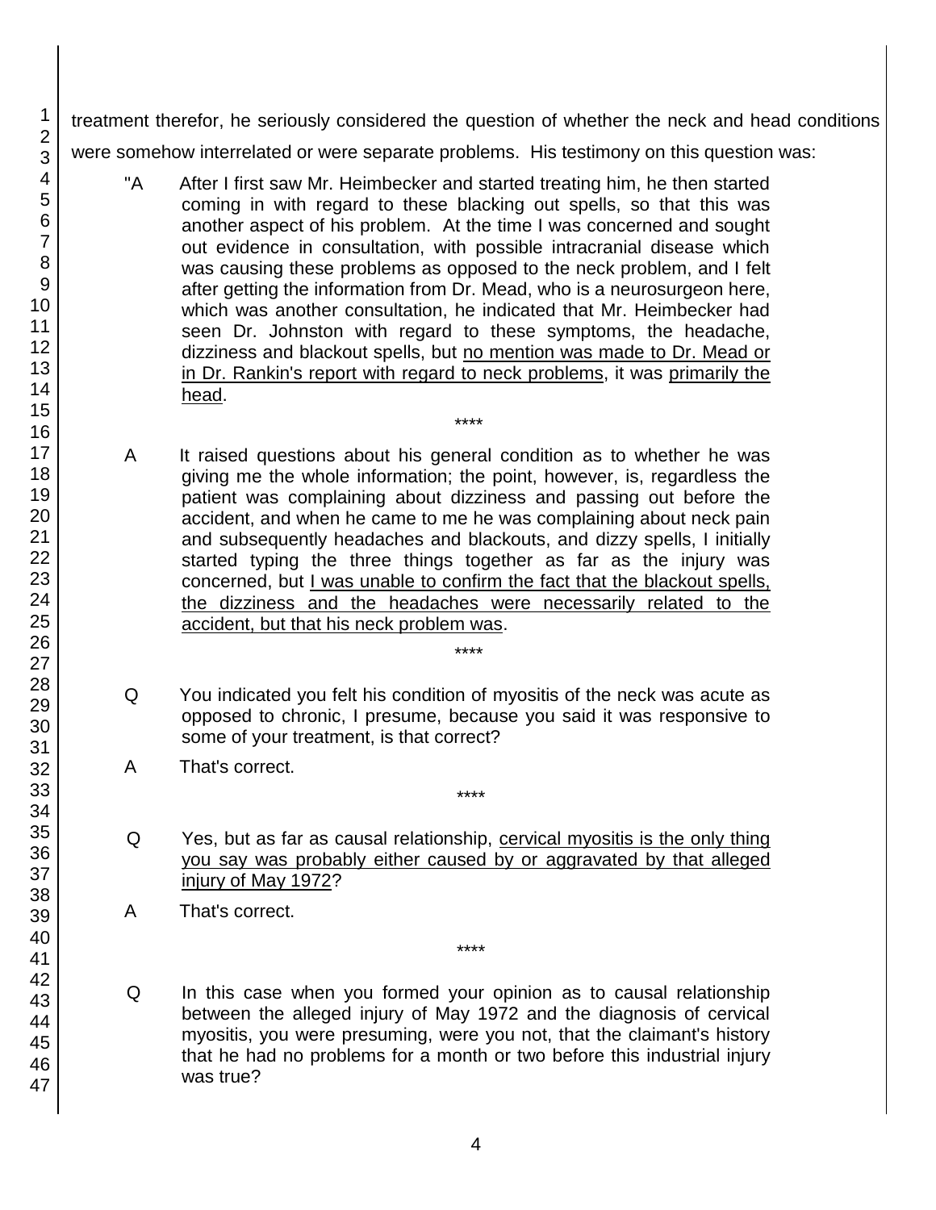treatment therefor, he seriously considered the question of whether the neck and head conditions were somehow interrelated or were separate problems. His testimony on this question was:

> "A After I first saw Mr. Heimbecker and started treating him, he then started coming in with regard to these blacking out spells, so that this was another aspect of his problem. At the time I was concerned and sought out evidence in consultation, with possible intracranial disease which was causing these problems as opposed to the neck problem, and I felt after getting the information from Dr. Mead, who is a neurosurgeon here, which was another consultation, he indicated that Mr. Heimbecker had seen Dr. Johnston with regard to these symptoms, the headache, dizziness and blackout spells, but <u>no mention was made to Dr. Mead or in Dr. Rankin's report with regard to neck problems</u>, it was <u>primarily the head</u>.
>
> ****
>
> A It raised questions about his general condition as to whether he was giving me the whole information; the point, however, is, regardless the patient was complaining about dizziness and passing out before the accident, and when he came to me he was complaining about neck pain and subsequently headaches and blackouts, and dizzy spells, I initially started typing the three things together as far as the injury was concerned, but <u>I was unable to confirm the fact that the blackout spells, the dizziness and the headaches were necessarily related to the accident, but that his neck problem was</u>.
>
> ****
>
> Q You indicated you felt his condition of myositis of the neck was acute as opposed to chronic, I presume, because you said it was responsive to some of your treatment, is that correct?
>
> A That's correct.
>
> ****
>
> Q Yes, but as far as causal relationship, <u>cervical myositis is the only thing you say was probably either caused by or aggravated by that alleged injury of May 1972</u>?
>
> A That's correct.
>
> ****
>
> Q In this case when you formed your opinion as to causal relationship between the alleged injury of May 1972 and the diagnosis of cervical myositis, you were presuming, were you not, that the claimant's history that he had no problems for a month or two before this industrial injury was true?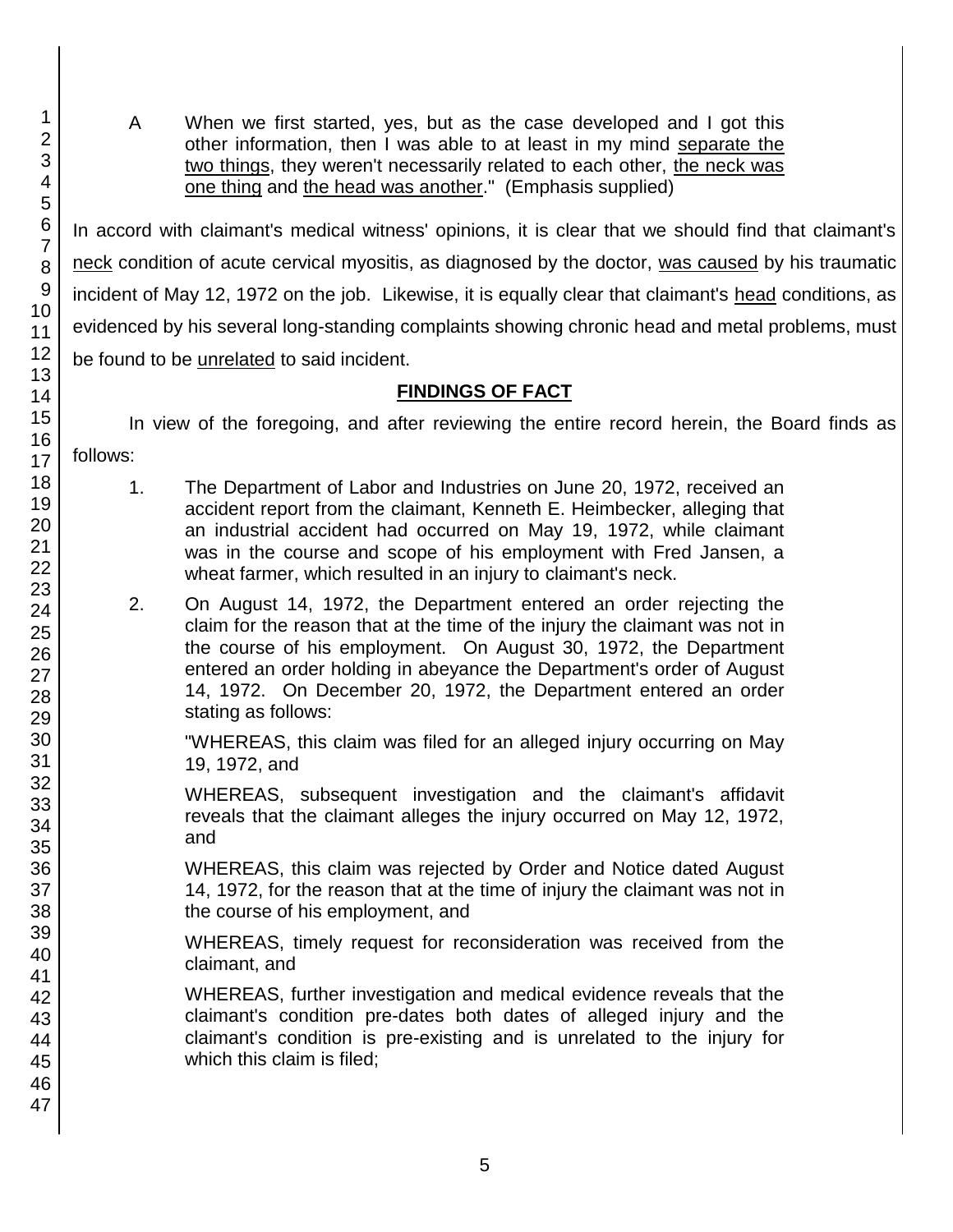A When we first started, yes, but as the case developed and I got this other information, then I was able to at least in my mind <u>separate the two things</u>, they weren't necessarily related to each other, <u>the neck was one thing</u> and <u>the head was another</u>." (Emphasis supplied)

In accord with claimant's medical witness' opinions, it is clear that we should find that claimant's <u>neck</u> condition of acute cervical myositis, as diagnosed by the doctor, <u>was caused</u> by his traumatic incident of May 12, 1972 on the job. Likewise, it is equally clear that claimant's <u>head</u> conditions, as evidenced by his several long-standing complaints showing chronic head and metal problems, must be found to be <u>unrelated</u> to said incident.

## FINDINGS OF FACT

In view of the foregoing, and after reviewing the entire record herein, the Board finds as follows:

1. The Department of Labor and Industries on June 20, 1972, received an accident report from the claimant, Kenneth E. Heimbecker, alleging that an industrial accident had occurred on May 19, 1972, while claimant was in the course and scope of his employment with Fred Jansen, a wheat farmer, which resulted in an injury to claimant's neck.

2. On August 14, 1972, the Department entered an order rejecting the claim for the reason that at the time of the injury the claimant was not in the course of his employment. On August 30, 1972, the Department entered an order holding in abeyance the Department's order of August 14, 1972. On December 20, 1972, the Department entered an order stating as follows:

   "WHEREAS, this claim was filed for an alleged injury occurring on May 19, 1972, and

   WHEREAS, subsequent investigation and the claimant's affidavit reveals that the claimant alleges the injury occurred on May 12, 1972, and

   WHEREAS, this claim was rejected by Order and Notice dated August 14, 1972, for the reason that at the time of injury the claimant was not in the course of his employment, and

   WHEREAS, timely request for reconsideration was received from the claimant, and

   WHEREAS, further investigation and medical evidence reveals that the claimant's condition pre-dates both dates of alleged injury and the claimant's condition is pre-existing and is unrelated to the injury for which this claim is filed;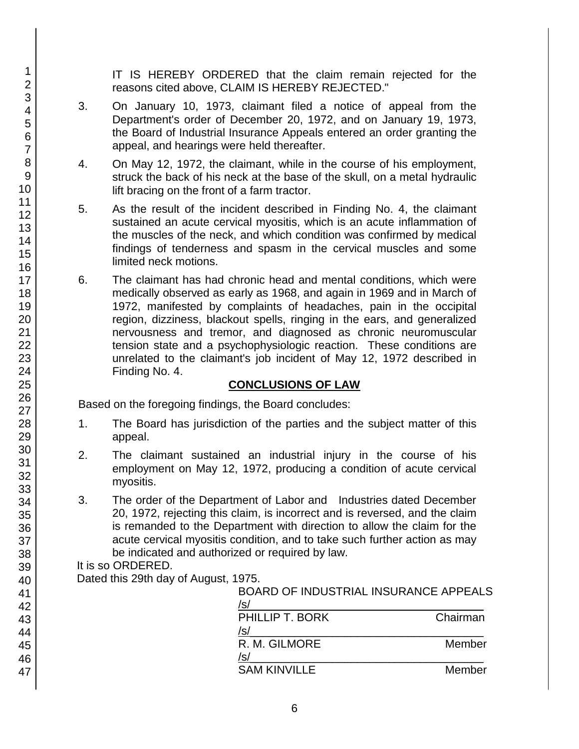IT IS HEREBY ORDERED that the claim remain rejected for the reasons cited above, CLAIM IS HEREBY REJECTED."

3. On January 10, 1973, claimant filed a notice of appeal from the Department's order of December 20, 1972, and on January 19, 1973, the Board of Industrial Insurance Appeals entered an order granting the appeal, and hearings were held thereafter.

4. On May 12, 1972, the claimant, while in the course of his employment, struck the back of his neck at the base of the skull, on a metal hydraulic lift bracing on the front of a farm tractor.

5. As the result of the incident described in Finding No. 4, the claimant sustained an acute cervical myositis, which is an acute inflammation of the muscles of the neck, and which condition was confirmed by medical findings of tenderness and spasm in the cervical muscles and some limited neck motions.

6. The claimant has had chronic head and mental conditions, which were medically observed as early as 1968, and again in 1969 and in March of 1972, manifested by complaints of headaches, pain in the occipital region, dizziness, blackout spells, ringing in the ears, and generalized nervousness and tremor, and diagnosed as chronic neuromuscular tension state and a psychophysiologic reaction. These conditions are unrelated to the claimant's job incident of May 12, 1972 described in Finding No. 4.

## CONCLUSIONS OF LAW

Based on the foregoing findings, the Board concludes:

1. The Board has jurisdiction of the parties and the subject matter of this appeal.

2. The claimant sustained an industrial injury in the course of his employment on May 12, 1972, producing a condition of acute cervical myositis.

3. The order of the Department of Labor and Industries dated December 20, 1972, rejecting this claim, is incorrect and is reversed, and the claim is remanded to the Department with direction to allow the claim for the acute cervical myositis condition, and to take such further action as may be indicated and authorized or required by law.

It is so ORDERED.

Dated this 29th day of August, 1975.

BOARD OF INDUSTRIAL INSURANCE APPEALS

/s/
PHILLIP T. BORK Chairman

/s/
R. M. GILMORE Member

/s/
SAM KINVILLE Member